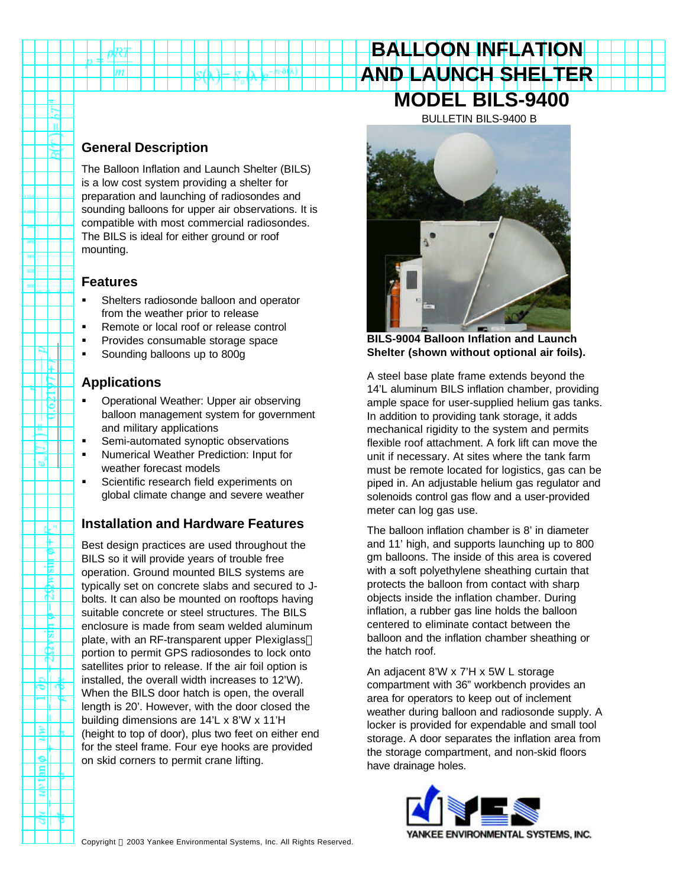# BALLOON INFLATION AND LAUNCH SHELTER
# MODEL BILS-9400

BULLETIN BILS-9400 B

## General Description

The Balloon Inflation and Launch Shelter (BILS) is a low cost system providing a shelter for preparation and launching of radiosondes and sounding balloons for upper air observations. It is compatible with most commercial radiosondes. The BILS is ideal for either ground or roof mounting.

## Features

- Shelters radiosonde balloon and operator from the weather prior to release
- Remote or local roof or release control
- Provides consumable storage space
- Sounding balloons up to 800g

## Applications

- Operational Weather: Upper air observing balloon management system for government and military applications
- Semi-automated synoptic observations
- Numerical Weather Prediction: Input for weather forecast models
- Scientific research field experiments on global climate change and severe weather

## Installation and Hardware Features

Best design practices are used throughout the BILS so it will provide years of trouble free operation. Ground mounted BILS systems are typically set on concrete slabs and secured to J-bolts. It can also be mounted on rooftops having suitable concrete or steel structures. The BILS enclosure is made from seam welded aluminum plate, with an RF-transparent upper Plexiglass portion to permit GPS radiosondes to lock onto satellites prior to release. If the air foil option is installed, the overall width increases to 12'W). When the BILS door hatch is open, the overall length is 20'. However, with the door closed the building dimensions are 14'L x 8'W x 11'H (height to top of door), plus two feet on either end for the steel frame. Four eye hooks are provided on skid corners to permit crane lifting.

**BILS-9004 Balloon Inflation and Launch Shelter (shown without optional air foils).**

A steel base plate frame extends beyond the 14'L aluminum BILS inflation chamber, providing ample space for user-supplied helium gas tanks. In addition to providing tank storage, it adds mechanical rigidity to the system and permits flexible roof attachment. A fork lift can move the unit if necessary. At sites where the tank farm must be remote located for logistics, gas can be piped in. An adjustable helium gas regulator and solenoids control gas flow and a user-provided meter can log gas use.

The balloon inflation chamber is 8' in diameter and 11' high, and supports launching up to 800 gm balloons. The inside of this area is covered with a soft polyethylene sheathing curtain that protects the balloon from contact with sharp objects inside the inflation chamber. During inflation, a rubber gas line holds the balloon centered to eliminate contact between the balloon and the inflation chamber sheathing or the hatch roof.

An adjacent 8'W x 7'H x 5W L storage compartment with 36" workbench provides an area for operators to keep out of inclement weather during balloon and radiosonde supply. A locker is provided for expendable and small tool storage. A door separates the inflation area from the storage compartment, and non-skid floors have drainage holes.

YANKEE ENVIRONMENTAL SYSTEMS, INC.

Copyright © 2003 Yankee Environmental Systems, Inc. All Rights Reserved.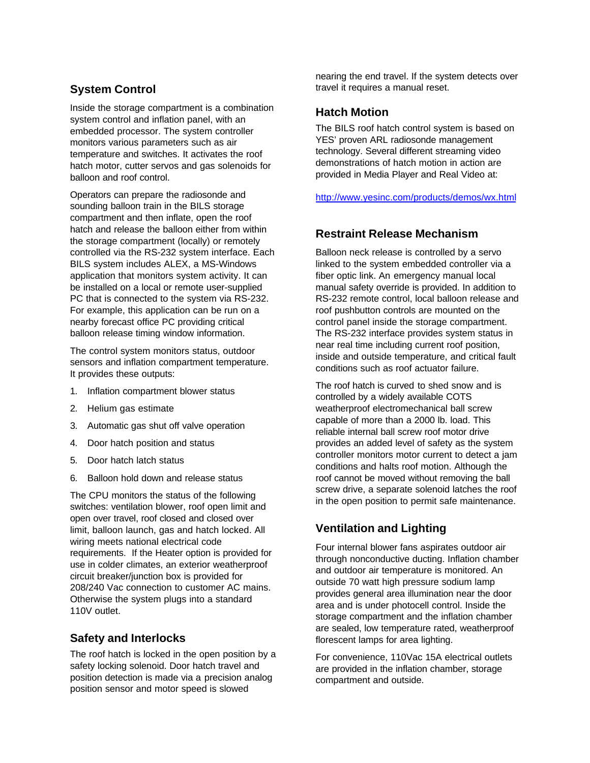## System Control

Inside the storage compartment is a combination system control and inflation panel, with an embedded processor. The system controller monitors various parameters such as air temperature and switches. It activates the roof hatch motor, cutter servos and gas solenoids for balloon and roof control.

Operators can prepare the radiosonde and sounding balloon train in the BILS storage compartment and then inflate, open the roof hatch and release the balloon either from within the storage compartment (locally) or remotely controlled via the RS-232 system interface. Each BILS system includes ALEX, a MS-Windows application that monitors system activity. It can be installed on a local or remote user-supplied PC that is connected to the system via RS-232. For example, this application can be run on a nearby forecast office PC providing critical balloon release timing window information.

The control system monitors status, outdoor sensors and inflation compartment temperature. It provides these outputs:

1. Inflation compartment blower status
2. Helium gas estimate
3. Automatic gas shut off valve operation
4. Door hatch position and status
5. Door hatch latch status
6. Balloon hold down and release status

The CPU monitors the status of the following switches: ventilation blower, roof open limit and open over travel, roof closed and closed over limit, balloon launch, gas and hatch locked. All wiring meets national electrical code requirements. If the Heater option is provided for use in colder climates, an exterior weatherproof circuit breaker/junction box is provided for 208/240 Vac connection to customer AC mains. Otherwise the system plugs into a standard 110V outlet.

## Safety and Interlocks

The roof hatch is locked in the open position by a safety locking solenoid. Door hatch travel and position detection is made via a precision analog position sensor and motor speed is slowed nearing the end travel. If the system detects over travel it requires a manual reset.

## Hatch Motion

The BILS roof hatch control system is based on YES' proven ARL radiosonde management technology. Several different streaming video demonstrations of hatch motion in action are provided in Media Player and Real Video at:

http://www.yesinc.com/products/demos/wx.html

## Restraint Release Mechanism

Balloon neck release is controlled by a servo linked to the system embedded controller via a fiber optic link. An emergency manual local manual safety override is provided. In addition to RS-232 remote control, local balloon release and roof pushbutton controls are mounted on the control panel inside the storage compartment. The RS-232 interface provides system status in near real time including current roof position, inside and outside temperature, and critical fault conditions such as roof actuator failure.

The roof hatch is curved to shed snow and is controlled by a widely available COTS weatherproof electromechanical ball screw capable of more than a 2000 lb. load. This reliable internal ball screw roof motor drive provides an added level of safety as the system controller monitors motor current to detect a jam conditions and halts roof motion. Although the roof cannot be moved without removing the ball screw drive, a separate solenoid latches the roof in the open position to permit safe maintenance.

## Ventilation and Lighting

Four internal blower fans aspirates outdoor air through nonconductive ducting. Inflation chamber and outdoor air temperature is monitored. An outside 70 watt high pressure sodium lamp provides general area illumination near the door area and is under photocell control. Inside the storage compartment and the inflation chamber are sealed, low temperature rated, weatherproof florescent lamps for area lighting.

For convenience, 110Vac 15A electrical outlets are provided in the inflation chamber, storage compartment and outside.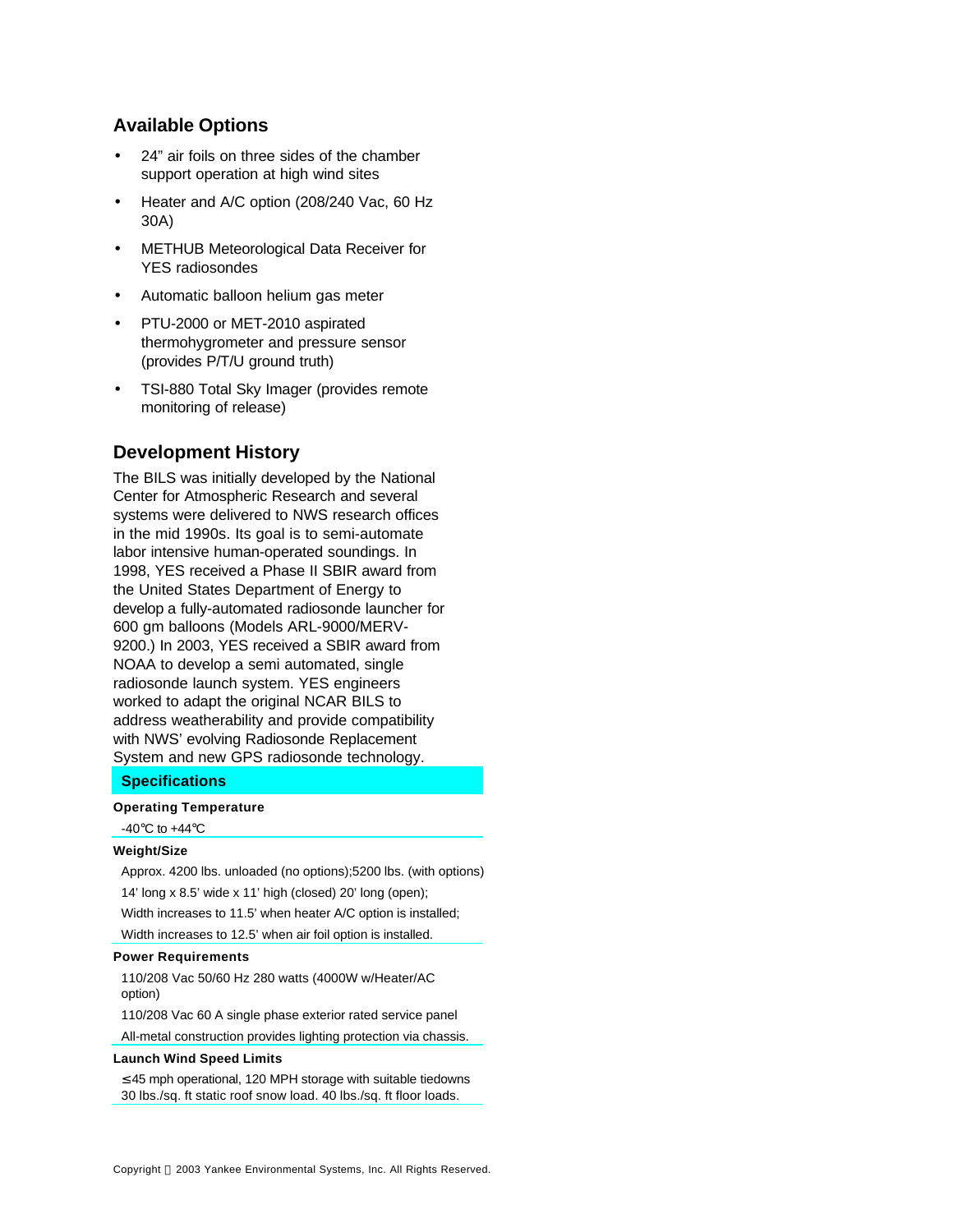## Available Options

- 24" air foils on three sides of the chamber support operation at high wind sites
- Heater and A/C option (208/240 Vac, 60 Hz 30A)
- METHUB Meteorological Data Receiver for YES radiosondes
- Automatic balloon helium gas meter
- PTU-2000 or MET-2010 aspirated thermohygrometer and pressure sensor (provides P/T/U ground truth)
- TSI-880 Total Sky Imager (provides remote monitoring of release)

## Development History

The BILS was initially developed by the National Center for Atmospheric Research and several systems were delivered to NWS research offices in the mid 1990s. Its goal is to semi-automate labor intensive human-operated soundings. In 1998, YES received a Phase II SBIR award from the United States Department of Energy to develop a fully-automated radiosonde launcher for 600 gm balloons (Models ARL-9000/MERV-9200.) In 2003, YES received a SBIR award from NOAA to develop a semi automated, single radiosonde launch system. YES engineers worked to adapt the original NCAR BILS to address weatherability and provide compatibility with NWS' evolving Radiosonde Replacement System and new GPS radiosonde technology.

## Specifications

**Operating Temperature**

-40℃ to +44℃

**Weight/Size**

Approx. 4200 lbs. unloaded (no options);5200 lbs. (with options)

14' long x 8.5' wide x 11' high (closed) 20' long (open);

Width increases to 11.5' when heater A/C option is installed;

Width increases to 12.5' when air foil option is installed.

**Power Requirements**

110/208 Vac 50/60 Hz 280 watts (4000W w/Heater/AC option)

110/208 Vac 60 A single phase exterior rated service panel

All-metal construction provides lighting protection via chassis.

**Launch Wind Speed Limits**

≤45 mph operational, 120 MPH storage with suitable tiedowns
30 lbs./sq. ft static roof snow load. 40 lbs./sq. ft floor loads.

Copyright © 2003 Yankee Environmental Systems, Inc. All Rights Reserved.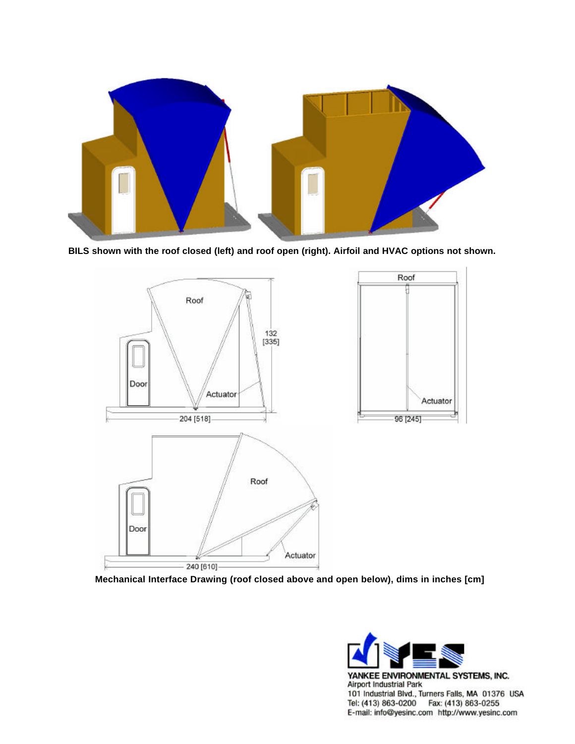**BILS shown with the roof closed (left) and roof open (right). Airfoil and HVAC options not shown.**

Roof

132
[335]

Door

Actuator

204 [518]

Roof

Actuator

96 [245]

Roof

Door

Actuator

240 [610]

**Mechanical Interface Drawing (roof closed above and open below), dims in inches [cm]**

YANKEE ENVIRONMENTAL SYSTEMS, INC.
Airport Industrial Park
101 Industrial Blvd., Turners Falls, MA 01376 USA
Tel: (413) 863-0200 Fax: (413) 863-0255
E-mail: info@yesinc.com http://www.yesinc.com